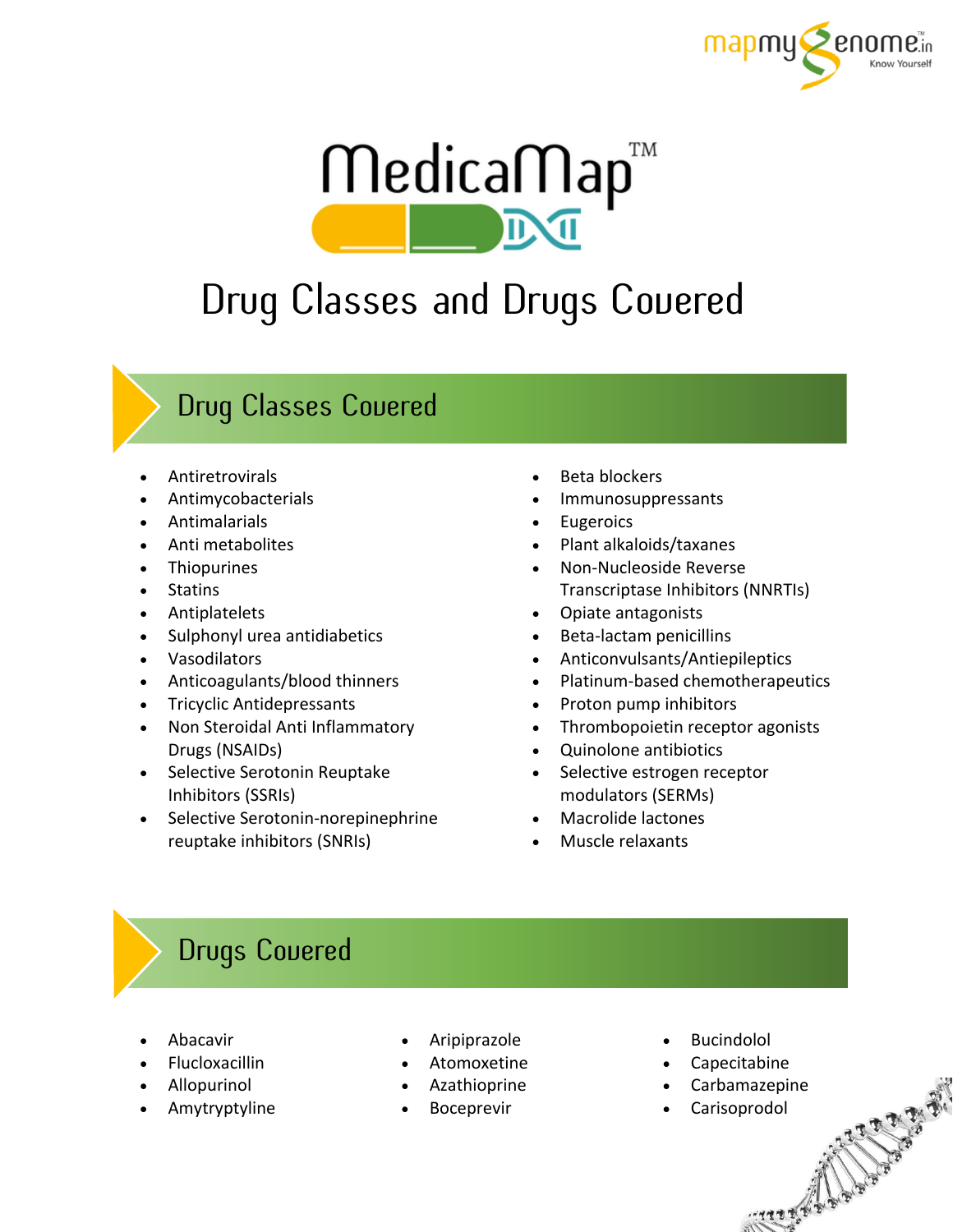# MedicaMap™

# Drug Classes and Drugs Covered

## Drug Classes Covered

- Antiretrovirals
- Antimycobacterials
- Antimalarials
- Anti metabolites
- Thiopurines
- Statins
- Antiplatelets
- Sulphonyl urea antidiabetics
- Vasodilators
- Anticoagulants/blood thinners
- Tricyclic Antidepressants
- Non Steroidal Anti Inflammatory Drugs (NSAIDs)
- Selective Serotonin Reuptake Inhibitors (SSRIs)
- Selective Serotonin-norepinephrine reuptake inhibitors (SNRIs)
- Beta blockers
- Immunosuppressants
- Eugeroics
- Plant alkaloids/taxanes
- Non-Nucleoside Reverse Transcriptase Inhibitors (NNRTIs)
- Opiate antagonists
- Beta-lactam penicillins
- Anticonvulsants/Antiepileptics
- Platinum-based chemotherapeutics
- Proton pump inhibitors
- Thrombopoietin receptor agonists
- Quinolone antibiotics
- Selective estrogen receptor modulators (SERMs)
- Macrolide lactones
- Muscle relaxants

## Drugs Covered

- Abacavir
- Flucloxacillin
- Allopurinol
- Amytryptyline
- Aripiprazole
- Atomoxetine
- Azathioprine
- Boceprevir
- Bucindolol
- Capecitabine
- Carbamazepine
- Carisoprodol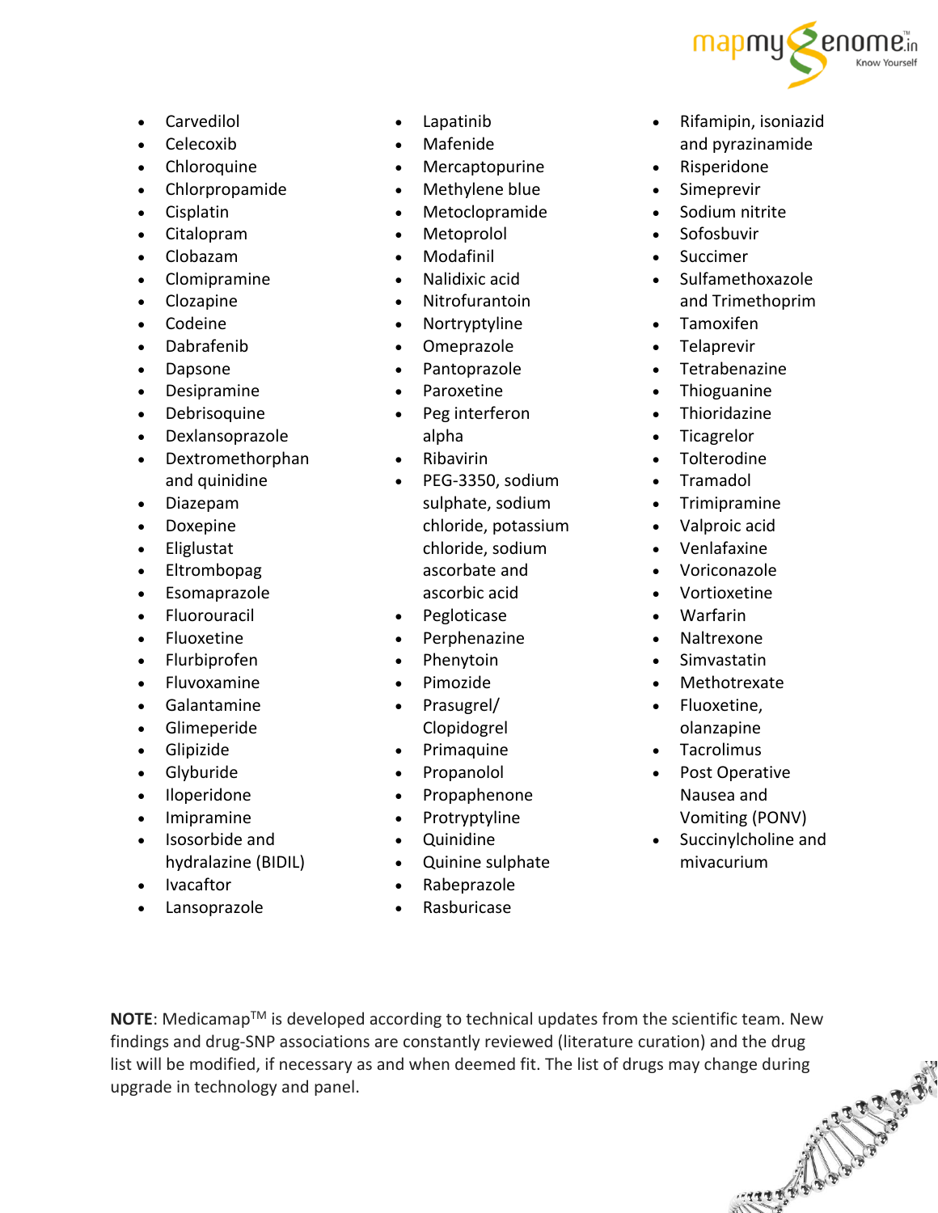- Carvedilol
- Celecoxib
- Chloroquine
- Chlorpropamide
- Cisplatin
- Citalopram
- Clobazam
- Clomipramine
- Clozapine
- Codeine
- Dabrafenib
- Dapsone
- Desipramine
- Debrisoquine
- Dexlansoprazole
- Dextromethorphan and quinidine
- Diazepam
- Doxepine
- Eliglustat
- Eltrombopag
- Esomaprazole
- Fluorouracil
- Fluoxetine
- Flurbiprofen
- Fluvoxamine
- Galantamine
- Glimeperide
- Glipizide
- Glyburide
- Iloperidone
- Imipramine
- Isosorbide and hydralazine (BIDIL)
- Ivacaftor
- Lansoprazole
- Lapatinib
- Mafenide
- Mercaptopurine
- Methylene blue
- Metoclopramide
- Metoprolol
- Modafinil
- Nalidixic acid
- Nitrofurantoin
- Nortryptyline
- Omeprazole
- Pantoprazole
- Paroxetine
- Peg interferon alpha
- Ribavirin
- PEG-3350, sodium sulphate, sodium chloride, potassium chloride, sodium ascorbate and ascorbic acid
- Pegloticase
- Perphenazine
- Phenytoin
- Pimozide
- Prasugrel/ Clopidogrel
- Primaquine
- Propanolol
- Propaphenone
- Protryptyline
- Quinidine
- Quinine sulphate
- Rabeprazole
- Rasburicase
- Rifamipin, isoniazid and pyrazinamide
- Risperidone
- Simeprevir
- Sodium nitrite
- Sofosbuvir
- Succimer
- Sulfamethoxazole and Trimethoprim
- Tamoxifen
- Telaprevir
- Tetrabenazine
- Thioguanine
- Thioridazine
- Ticagrelor
- Tolterodine
- Tramadol
- Trimipramine
- Valproic acid
- Venlafaxine
- Voriconazole
- Vortioxetine
- Warfarin
- Naltrexone
- Simvastatin
- Methotrexate
- Fluoxetine, olanzapine
- Tacrolimus
- Post Operative Nausea and Vomiting (PONV)
- Succinylcholine and mivacurium

**NOTE**: Medicamap™ is developed according to technical updates from the scientific team. New findings and drug-SNP associations are constantly reviewed (literature curation) and the drug list will be modified, if necessary as and when deemed fit. The list of drugs may change during upgrade in technology and panel.